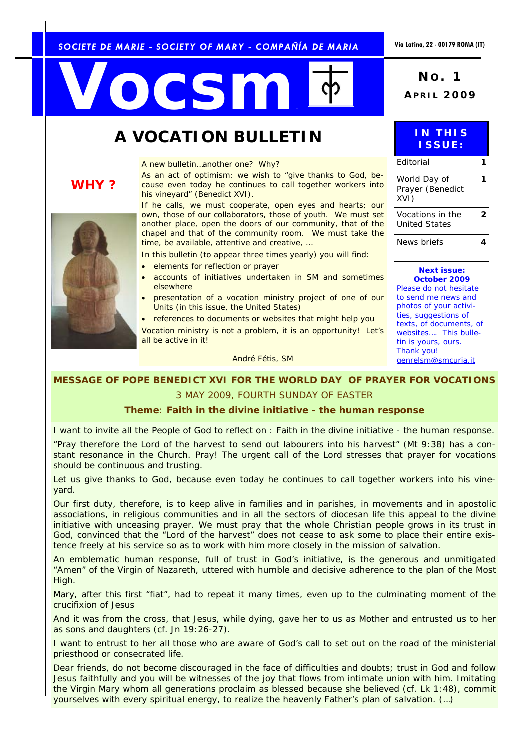SOCIETE DE MARIE - SOCIETY OF MARY - COMPAÑÍA DE MARIA

Via Latina, 22 - 00179 ROMA (IT)

# Vocsm

**NO. 1**
**APRIL 2009**

## A VOCATION BULLETIN

**IN THIS ISSUE:**

| Editorial | 1 |
|---|---|
| World Day of Prayer (Benedict XVI) | 1 |
| Vocations in the United States | 2 |
| News briefs | 4 |

**Next issue: October 2009**
Please do not hesitate to send me news and photos of your activities, suggestions of texts, of documents, of websites…. This bulletin is yours, ours. Thank you!
genrelsm@smcuria.it

### WHY ?

A new bulletin…another one? Why?

As an act of optimism: we wish to "give thanks to God, because even today he continues to call together workers into his vineyard" (Benedict XVI).

If he calls, we must cooperate, open eyes and hearts; our own, those of our collaborators, those of youth. We must set another place, open the doors of our community, that of the chapel and that of the community room. We must take the time, be available, attentive and creative, …

In this bulletin (to appear three times yearly) you will find:

- elements for reflection or prayer
- accounts of initiatives undertaken in SM and sometimes elsewhere
- presentation of a vocation ministry project of one of our Units (in this issue, the United States)
- references to documents or websites that might help you

Vocation ministry is not a problem, it is an opportunity! Let's all be active in it!

André Fétis, SM

### MESSAGE OF POPE BENEDICT XVI FOR THE WORLD DAY OF PRAYER FOR VOCATIONS

3 MAY 2009, FOURTH SUNDAY OF EASTER

**Theme**: **Faith in the divine initiative - the human response**

I want to invite all the People of God to reflect on : Faith in the divine initiative - the human response.

"Pray therefore the Lord of the harvest to send out labourers into his harvest" (Mt 9:38) has a constant resonance in the Church. Pray! The urgent call of the Lord stresses that prayer for vocations should be continuous and trusting.

Let us give thanks to God, because even today he continues to call together workers into his vineyard.

Our first duty, therefore, is to keep alive in families and in parishes, in movements and in apostolic associations, in religious communities and in all the sectors of diocesan life this appeal to the divine initiative with unceasing prayer. We must pray that the whole Christian people grows in its trust in God, convinced that the "Lord of the harvest" does not cease to ask some to place their entire existence freely at his service so as to work with him more closely in the mission of salvation.

An emblematic human response, full of trust in God's initiative, is the generous and unmitigated "Amen" of the Virgin of Nazareth, uttered with humble and decisive adherence to the plan of the Most High.

Mary, after this first "fiat", had to repeat it many times, even up to the culminating moment of the crucifixion of Jesus

And it was from the cross, that Jesus, while dying, gave her to us as Mother and entrusted us to her as sons and daughters (cf. Jn 19:26-27).

I want to entrust to her all those who are aware of God's call to set out on the road of the ministerial priesthood or consecrated life.

Dear friends, do not become discouraged in the face of difficulties and doubts; trust in God and follow Jesus faithfully and you will be witnesses of the joy that flows from intimate union with him. Imitating the Virgin Mary whom all generations proclaim as blessed because she believed (cf. Lk 1:48), commit yourselves with every spiritual energy, to realize the heavenly Father's plan of salvation. (…)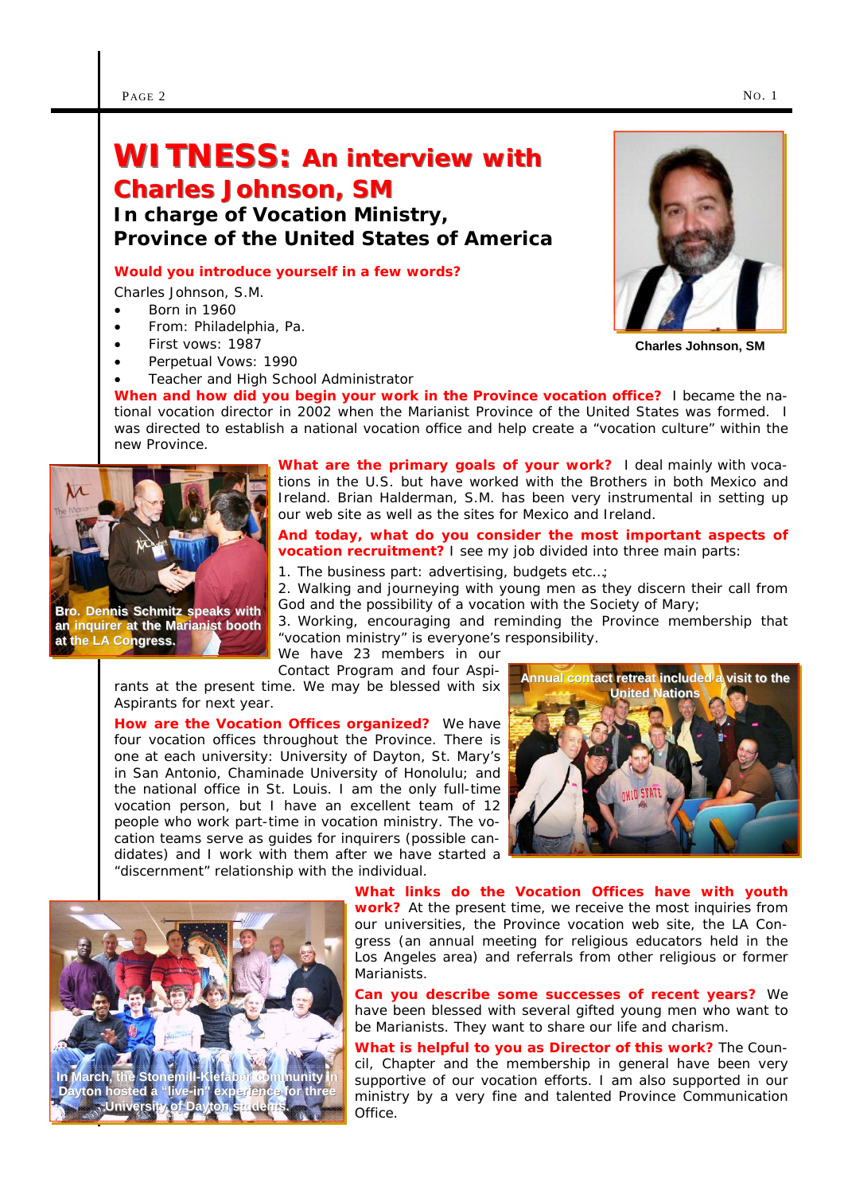# WITNESS: An interview with Charles Johnson, SM

## In charge of Vocation Ministry, Province of the United States of America

Charles Johnson, SM

**Would you introduce yourself in a few words?**

Charles Johnson, S.M.

- Born in 1960
- From: Philadelphia, Pa.
- First vows: 1987
- Perpetual Vows: 1990
- Teacher and High School Administrator

**When and how did you begin your work in the Province vocation office?** I became the national vocation director in 2002 when the Marianist Province of the United States was formed. I was directed to establish a national vocation office and help create a "vocation culture" within the new Province.

Bro. Dennis Schmitz speaks with an inquirer at the Marianist booth at the LA Congress.

**What are the primary goals of your work?** I deal mainly with vocations in the U.S. but have worked with the Brothers in both Mexico and Ireland. Brian Halderman, S.M. has been very instrumental in setting up our web site as well as the sites for Mexico and Ireland.

**And today, what do you consider the most important aspects of vocation recruitment?** I see my job divided into three main parts:

1. The business part: advertising, budgets etc…;
2. Walking and journeying with young men as they discern their call from God and the possibility of a vocation with the Society of Mary;
3. Working, encouraging and reminding the Province membership that "vocation ministry" is everyone's responsibility.

We have 23 members in our Contact Program and four Aspirants at the present time. We may be blessed with six Aspirants for next year.

Annual contact retreat included a visit to the United Nations

**How are the Vocation Offices organized?** We have four vocation offices throughout the Province. There is one at each university: University of Dayton, St. Mary's in San Antonio, Chaminade University of Honolulu; and the national office in St. Louis. I am the only full-time vocation person, but I have an excellent team of 12 people who work part-time in vocation ministry. The vocation teams serve as guides for inquirers (possible candidates) and I work with them after we have started a "discernment" relationship with the individual.

In March, the Stonemill-Kiefaber community in Dayton hosted a "live-in" experience for three University of Dayton students.

**What links do the Vocation Offices have with youth work?** At the present time, we receive the most inquiries from our universities, the Province vocation web site, the LA Congress (an annual meeting for religious educators held in the Los Angeles area) and referrals from other religious or former Marianists.

**Can you describe some successes of recent years?** We have been blessed with several gifted young men who want to be Marianists. They want to share our life and charism.

**What is helpful to you as Director of this work?** The Council, Chapter and the membership in general have been very supportive of our vocation efforts. I am also supported in our ministry by a very fine and talented Province Communication Office.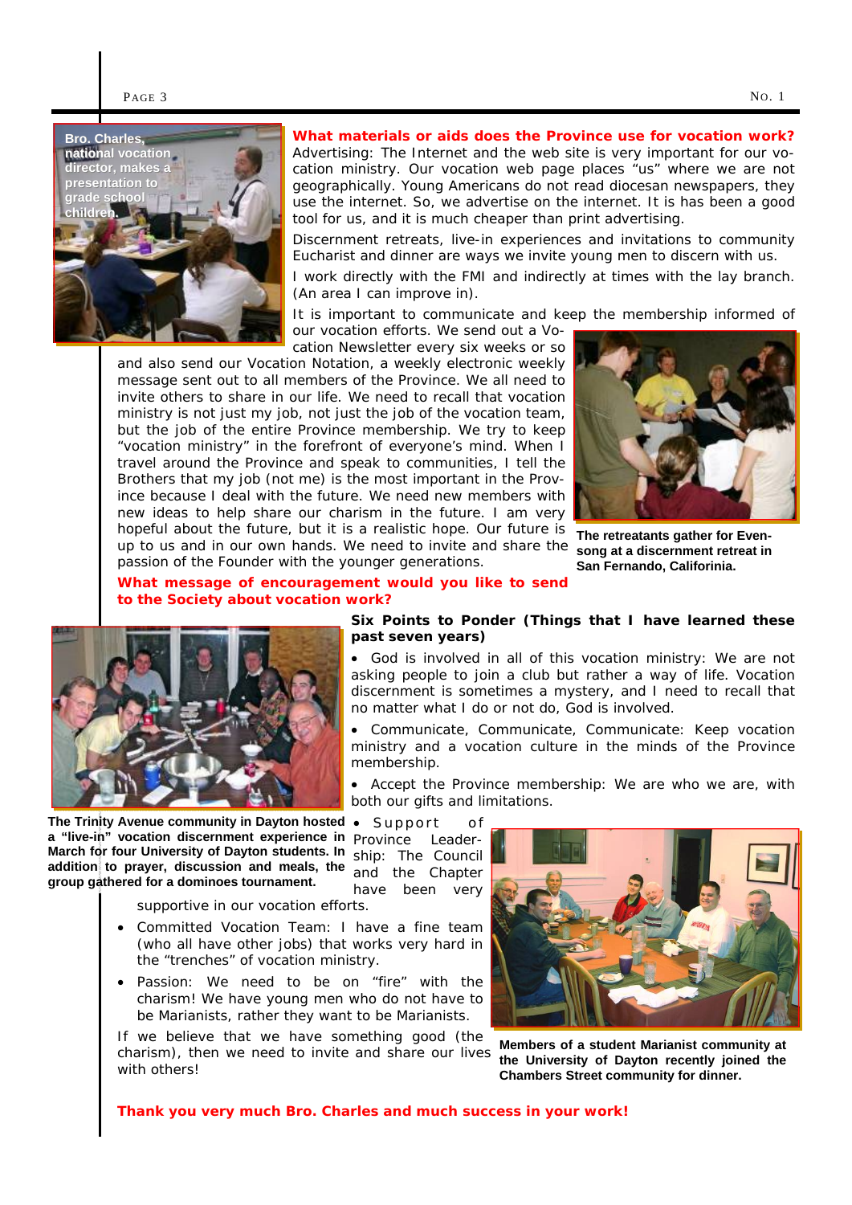Bro. Charles, national vocation director, makes a presentation to grade school children.

**What materials or aids does the Province use for vocation work?**

Advertising: The Internet and the web site is very important for our vocation ministry. Our vocation web page places "us" where we are not geographically. Young Americans do not read diocesan newspapers, they use the internet. So, we advertise on the internet. It is has been a good tool for us, and it is much cheaper than print advertising.

Discernment retreats, live-in experiences and invitations to community Eucharist and dinner are ways we invite young men to discern with us.

I work directly with the FMI and indirectly at times with the lay branch. (An area I can improve in).

It is important to communicate and keep the membership informed of our vocation efforts. We send out a Vocation Newsletter every six weeks or so and also send our Vocation Notation, a weekly electronic weekly message sent out to all members of the Province. We all need to invite others to share in our life. We need to recall that vocation ministry is not just my job, not just the job of the vocation team, but the job of the entire Province membership. We try to keep "vocation ministry" in the forefront of everyone's mind. When I travel around the Province and speak to communities, I tell the Brothers that my job (not me) is the most important in the Province because I deal with the future. We need new members with new ideas to help share our charism in the future. I am very hopeful about the future, but it is a realistic hope. Our future is up to us and in our own hands. We need to invite and share the passion of the Founder with the younger generations.

The retreatants gather for Evensong at a discernment retreat in San Fernando, Califorinia.

**What message of encouragement would you like to send to the Society about vocation work?**

**Six Points to Ponder (Things that I have learned these past seven years)**

- God is involved in all of this vocation ministry: We are not asking people to join a club but rather a way of life. Vocation discernment is sometimes a mystery, and I need to recall that no matter what I do or not do, God is involved.
- Communicate, Communicate, Communicate: Keep vocation ministry and a vocation culture in the minds of the Province membership.
- Accept the Province membership: We are who we are, with both our gifts and limitations.
- Support of Province Leadership: The Council and the Chapter have been very supportive in our vocation efforts.
- Committed Vocation Team: I have a fine team (who all have other jobs) that works very hard in the "trenches" of vocation ministry.
- Passion: We need to be on "fire" with the charism! We have young men who do not have to be Marianists, rather they want to be Marianists.

If we believe that we have something good (the charism), then we need to invite and share our lives with others!

The Trinity Avenue community in Dayton hosted a "live-in" vocation discernment experience in March for four University of Dayton students. In addition to prayer, discussion and meals, the group gathered for a dominoes tournament.

Members of a student Marianist community at the University of Dayton recently joined the Chambers Street community for dinner.

**Thank you very much Bro. Charles and much success in your work!**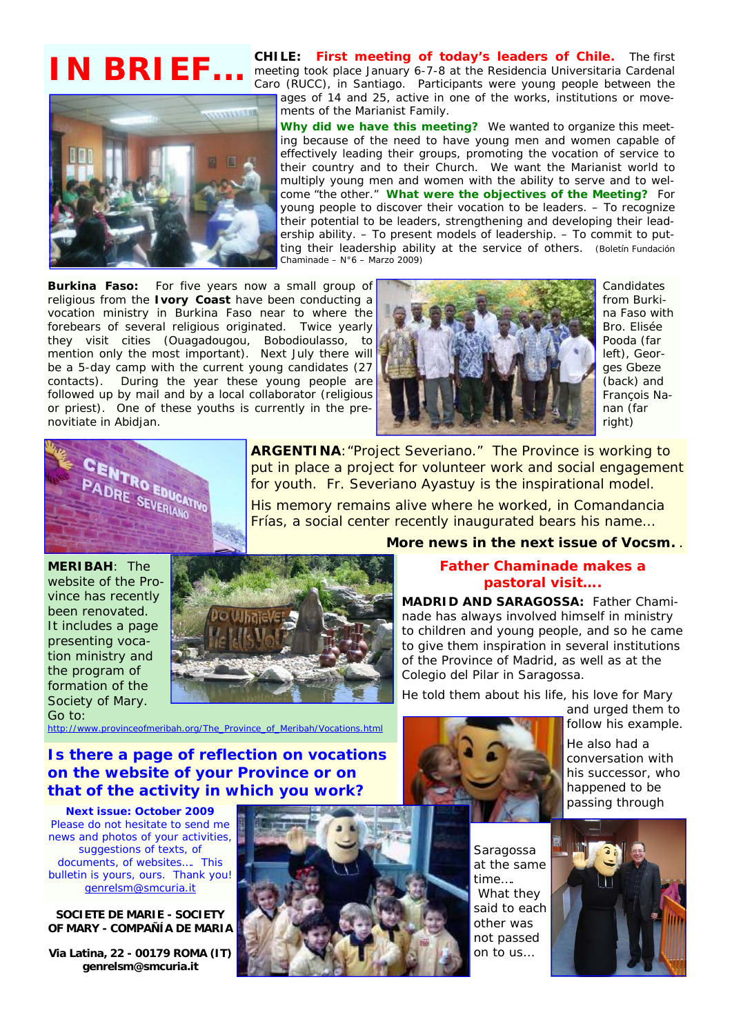# IN BRIEF...

**CHILE: First meeting of today's leaders of Chile.** The first meeting took place January 6-7-8 at the Residencia Universitaria Cardenal Caro (RUCC), in Santiago. Participants were young people between the ages of 14 and 25, active in one of the works, institutions or movements of the Marianist Family.

**Why did we have this meeting?** We wanted to organize this meeting because of the need to have young men and women capable of effectively leading their groups, promoting the vocation of service to their country and to their Church. We want the Marianist world to multiply young men and women with the ability to serve and to welcome "the other." **What were the objectives of the Meeting?** For young people to discover their vocation to be leaders. – To recognize their potential to be leaders, strengthening and developing their leadership ability. – To present models of leadership. – To commit to putting their leadership ability at the service of others. (Boletín Fundación Chaminade – N°6 – Marzo 2009)

**Burkina Faso:** For five years now a small group of religious from the **Ivory Coast** have been conducting a vocation ministry in Burkina Faso near to where the forebears of several religious originated. Twice yearly they visit cities (Ouagadougou, Bobodioulasso, to mention only the most important). Next July there will be a 5-day camp with the current young candidates (27 contacts). During the year these young people are followed up by mail and by a local collaborator (religious or priest). One of these youths is currently in the pre-novitiate in Abidjan.

Candidates from Burkina Faso with Bro. Elisée Pooda (far left), Georges Gbeze (back) and François Nanan (far right)

**ARGENTINA**: "Project Severiano." The Province is working to put in place a project for volunteer work and social engagement for youth. Fr. Severiano Ayastuy is the inspirational model.

His memory remains alive where he worked, in Comandancia Frías, a social center recently inaugurated bears his name...

**More news in the next issue of Vocsm.**.

**MERIBAH**: The website of the Province has recently been renovated. It includes a page presenting vocation ministry and the program of formation of the Society of Mary. Go to:
http://www.provinceofmeribah.org/The_Province_of_Meribah/Vocations.html

**Is there a page of reflection on vocations on the website of your Province or on that of the activity in which you work?**

## Father Chaminade makes a pastoral visit....

**MADRID AND SARAGOSSA:** Father Chaminade has always involved himself in ministry to children and young people, and so he came to give them inspiration in several institutions of the Province of Madrid, as well as at the Colegio del Pilar in Saragossa.

He told them about his life, his love for Mary and urged them to follow his example.

He also had a conversation with his successor, who happened to be passing through Saragossa at the same time…. What they said to each other was not passed on to us...

**Next issue: October 2009**
Please do not hesitate to send me news and photos of your activities, suggestions of texts, of documents, of websites... This bulletin is yours, ours. Thank you!
genrelsm@smcuria.it

**SOCIETE DE MARIE - SOCIETY OF MARY - COMPAÑÍA DE MARIA**

**Via Latina, 22 - 00179 ROMA (IT)**
**genrelsm@smcuria.it**